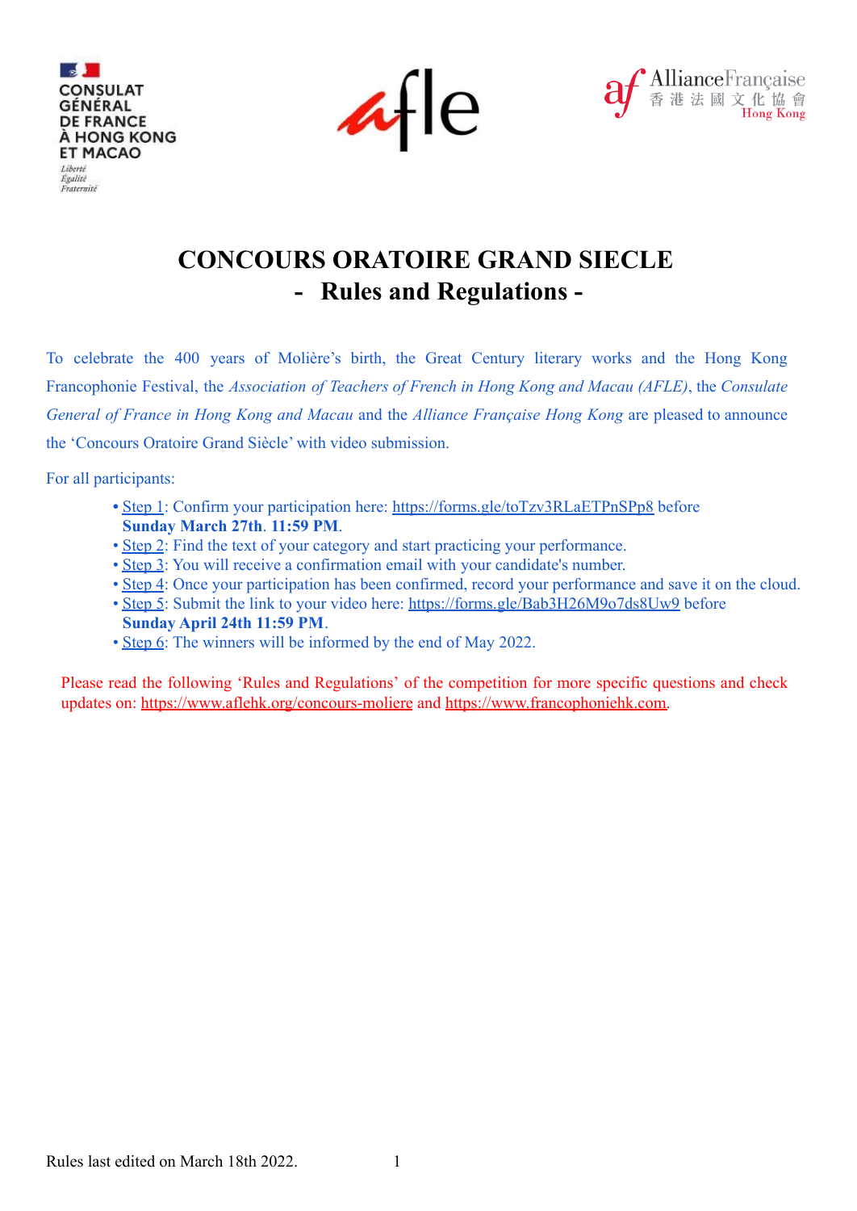# CONCOURS ORATOIRE GRAND SIECLE
## - Rules and Regulations -

To celebrate the 400 years of Molière's birth, the Great Century literary works and the Hong Kong Francophonie Festival, the *Association of Teachers of French in Hong Kong and Macau (AFLE)*, the *Consulate General of France in Hong Kong and Macau* and the *Alliance Française Hong Kong* are pleased to announce the 'Concours Oratoire Grand Siècle' with video submission.

For all participants:

- Step 1: Confirm your participation here: https://forms.gle/toTzv3RLaETPnSPp8 before **Sunday March 27th. 11:59 PM**.
- Step 2: Find the text of your category and start practicing your performance.
- Step 3: You will receive a confirmation email with your candidate's number.
- Step 4: Once your participation has been confirmed, record your performance and save it on the cloud.
- Step 5: Submit the link to your video here: https://forms.gle/Bab3H26M9o7ds8Uw9 before **Sunday April 24th 11:59 PM**.
- Step 6: The winners will be informed by the end of May 2022.

Please read the following 'Rules and Regulations' of the competition for more specific questions and check updates on: https://www.aflehk.org/concours-moliere and https://www.francophoniehk.com.

Rules last edited on March 18th 2022.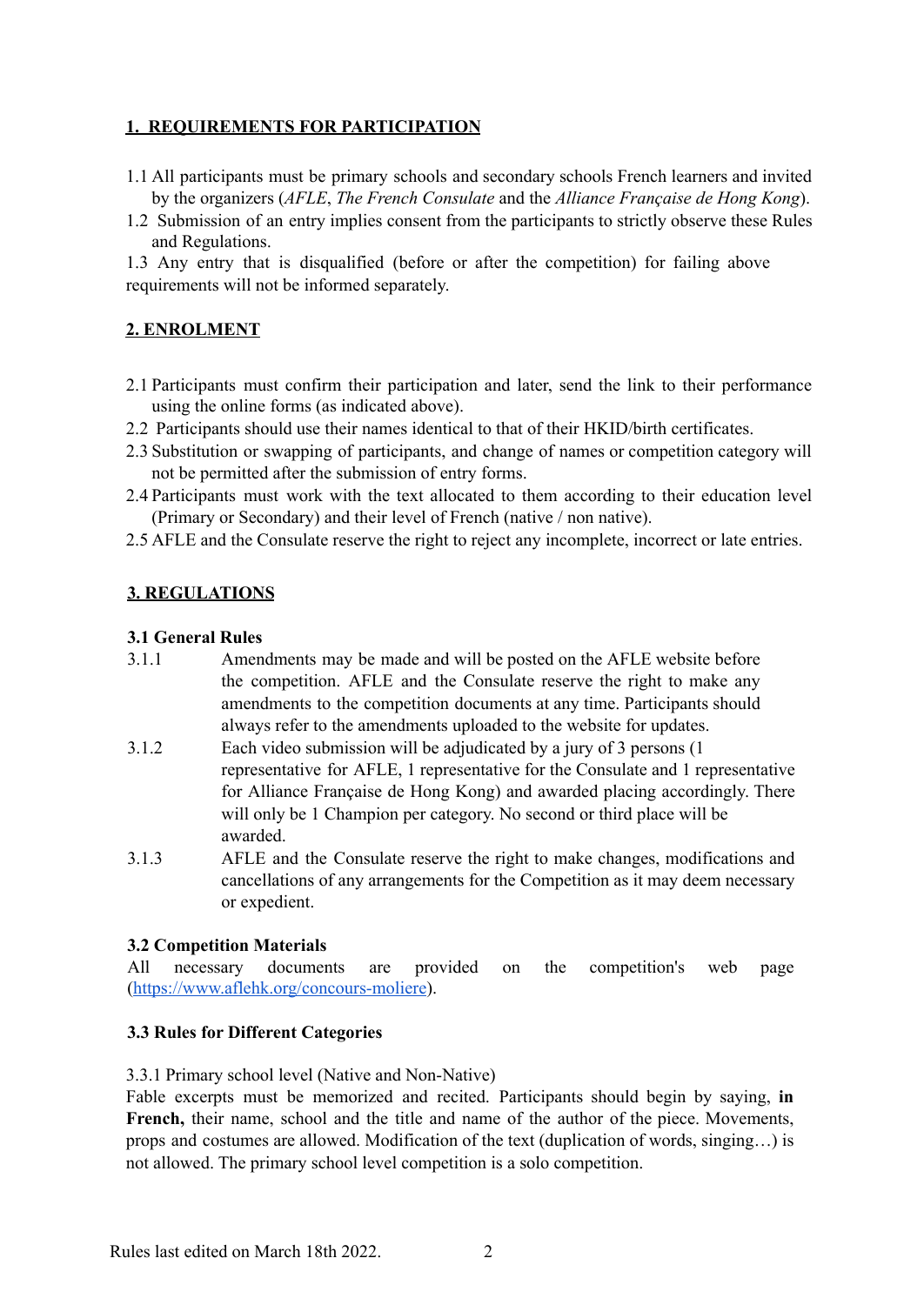## 1. REQUIREMENTS FOR PARTICIPATION

1.1 All participants must be primary schools and secondary schools French learners and invited by the organizers (*AFLE*, *The French Consulate* and the *Alliance Française de Hong Kong*).

1.2 Submission of an entry implies consent from the participants to strictly observe these Rules and Regulations.

1.3 Any entry that is disqualified (before or after the competition) for failing above requirements will not be informed separately.

## 2. ENROLMENT

2.1 Participants must confirm their participation and later, send the link to their performance using the online forms (as indicated above).

2.2 Participants should use their names identical to that of their HKID/birth certificates.

2.3 Substitution or swapping of participants, and change of names or competition category will not be permitted after the submission of entry forms.

2.4 Participants must work with the text allocated to them according to their education level (Primary or Secondary) and their level of French (native / non native).

2.5 AFLE and the Consulate reserve the right to reject any incomplete, incorrect or late entries.

## 3. REGULATIONS

### 3.1 General Rules

3.1.1 Amendments may be made and will be posted on the AFLE website before the competition. AFLE and the Consulate reserve the right to make any amendments to the competition documents at any time. Participants should always refer to the amendments uploaded to the website for updates.

3.1.2 Each video submission will be adjudicated by a jury of 3 persons (1 representative for AFLE, 1 representative for the Consulate and 1 representative for Alliance Française de Hong Kong) and awarded placing accordingly. There will only be 1 Champion per category. No second or third place will be awarded.

3.1.3 AFLE and the Consulate reserve the right to make changes, modifications and cancellations of any arrangements for the Competition as it may deem necessary or expedient.

### 3.2 Competition Materials

All necessary documents are provided on the competition's web page (https://www.aflehk.org/concours-moliere).

### 3.3 Rules for Different Categories

3.3.1 Primary school level (Native and Non-Native)

Fable excerpts must be memorized and recited. Participants should begin by saying, **in French,** their name, school and the title and name of the author of the piece. Movements, props and costumes are allowed. Modification of the text (duplication of words, singing…) is not allowed. The primary school level competition is a solo competition.

Rules last edited on March 18th 2022.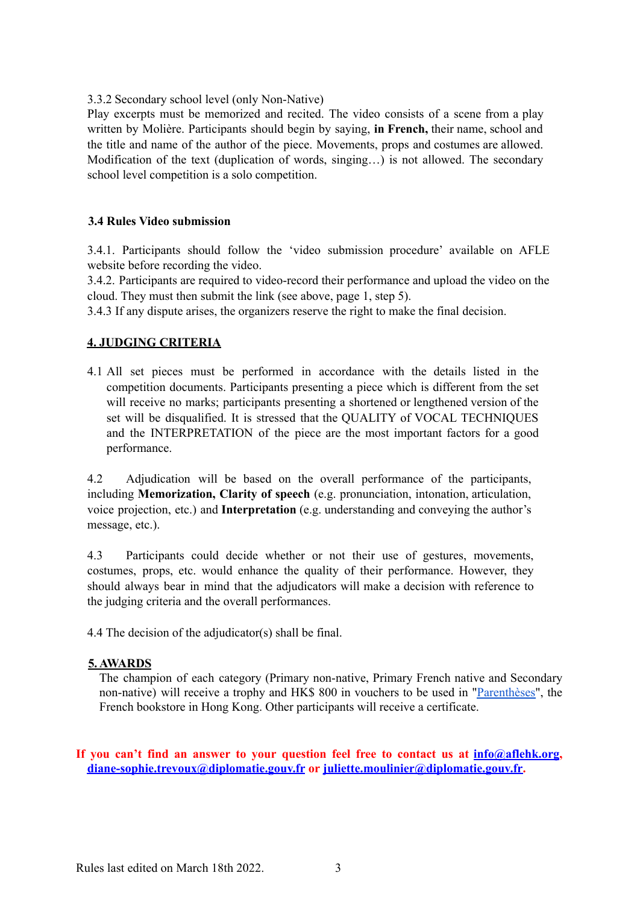3.3.2 Secondary school level (only Non-Native)
Play excerpts must be memorized and recited. The video consists of a scene from a play written by Molière. Participants should begin by saying, **in French,** their name, school and the title and name of the author of the piece. Movements, props and costumes are allowed. Modification of the text (duplication of words, singing…) is not allowed. The secondary school level competition is a solo competition.

### 3.4 Rules Video submission

3.4.1. Participants should follow the 'video submission procedure' available on AFLE website before recording the video.
3.4.2. Participants are required to video-record their performance and upload the video on the cloud. They must then submit the link (see above, page 1, step 5).
3.4.3 If any dispute arises, the organizers reserve the right to make the final decision.

## 4. JUDGING CRITERIA

4.1 All set pieces must be performed in accordance with the details listed in the competition documents. Participants presenting a piece which is different from the set will receive no marks; participants presenting a shortened or lengthened version of the set will be disqualified. It is stressed that the QUALITY of VOCAL TECHNIQUES and the INTERPRETATION of the piece are the most important factors for a good performance.

4.2 Adjudication will be based on the overall performance of the participants, including **Memorization, Clarity of speech** (e.g. pronunciation, intonation, articulation, voice projection, etc.) and **Interpretation** (e.g. understanding and conveying the author's message, etc.).

4.3 Participants could decide whether or not their use of gestures, movements, costumes, props, etc. would enhance the quality of their performance. However, they should always bear in mind that the adjudicators will make a decision with reference to the judging criteria and the overall performances.

4.4 The decision of the adjudicator(s) shall be final.

## 5. AWARDS

The champion of each category (Primary non-native, Primary French native and Secondary non-native) will receive a trophy and HK$ 800 in vouchers to be used in "Parenthèses", the French bookstore in Hong Kong. Other participants will receive a certificate.

**If you can't find an answer to your question feel free to contact us at info@aflehk.org, diane-sophie.trevoux@diplomatie.gouv.fr or juliette.moulinier@diplomatie.gouv.fr.**

Rules last edited on March 18th 2022.